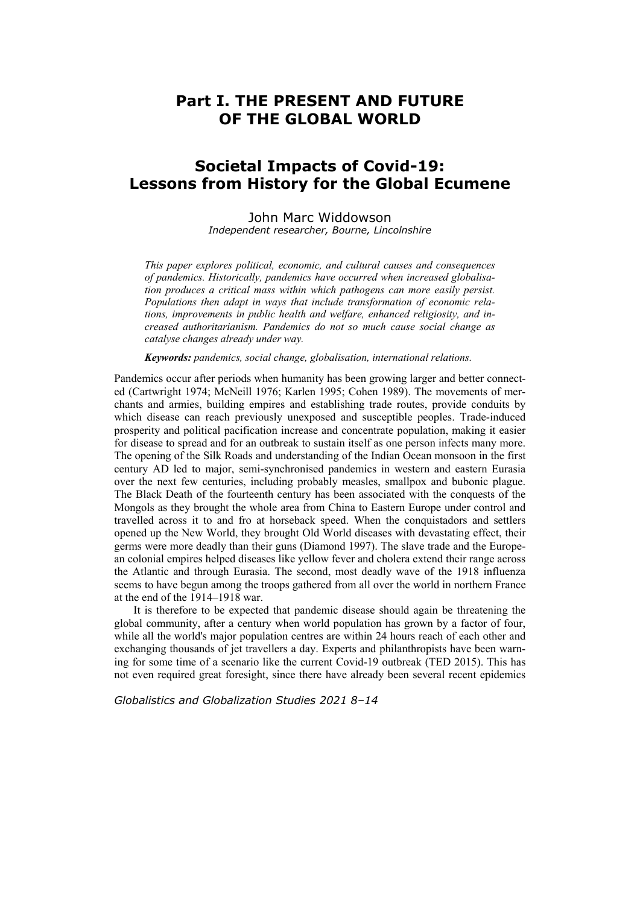# Part I. THE PRESENT AND FUTURE OF THE GLOBAL WORLD

## Societal Impacts of Covid-19: Lessons from History for the Global Ecumene

John Marc Widdowson
*Independent researcher, Bourne, Lincolnshire*

*This paper explores political, economic, and cultural causes and consequences of pandemics. Historically, pandemics have occurred when increased globalisation produces a critical mass within which pathogens can more easily persist. Populations then adapt in ways that include transformation of economic relations, improvements in public health and welfare, enhanced religiosity, and increased authoritarianism. Pandemics do not so much cause social change as catalyse changes already under way.*

***Keywords:*** *pandemics, social change, globalisation, international relations.*

Pandemics occur after periods when humanity has been growing larger and better connected (Cartwright 1974; McNeill 1976; Karlen 1995; Cohen 1989). The movements of merchants and armies, building empires and establishing trade routes, provide conduits by which disease can reach previously unexposed and susceptible peoples. Trade-induced prosperity and political pacification increase and concentrate population, making it easier for disease to spread and for an outbreak to sustain itself as one person infects many more. The opening of the Silk Roads and understanding of the Indian Ocean monsoon in the first century AD led to major, semi-synchronised pandemics in western and eastern Eurasia over the next few centuries, including probably measles, smallpox and bubonic plague. The Black Death of the fourteenth century has been associated with the conquests of the Mongols as they brought the whole area from China to Eastern Europe under control and travelled across it to and fro at horseback speed. When the conquistadors and settlers opened up the New World, they brought Old World diseases with devastating effect, their germs were more deadly than their guns (Diamond 1997). The slave trade and the European colonial empires helped diseases like yellow fever and cholera extend their range across the Atlantic and through Eurasia. The second, most deadly wave of the 1918 influenza seems to have begun among the troops gathered from all over the world in northern France at the end of the 1914–1918 war.

It is therefore to be expected that pandemic disease should again be threatening the global community, after a century when world population has grown by a factor of four, while all the world's major population centres are within 24 hours reach of each other and exchanging thousands of jet travellers a day. Experts and philanthropists have been warning for some time of a scenario like the current Covid-19 outbreak (TED 2015). This has not even required great foresight, since there have already been several recent epidemics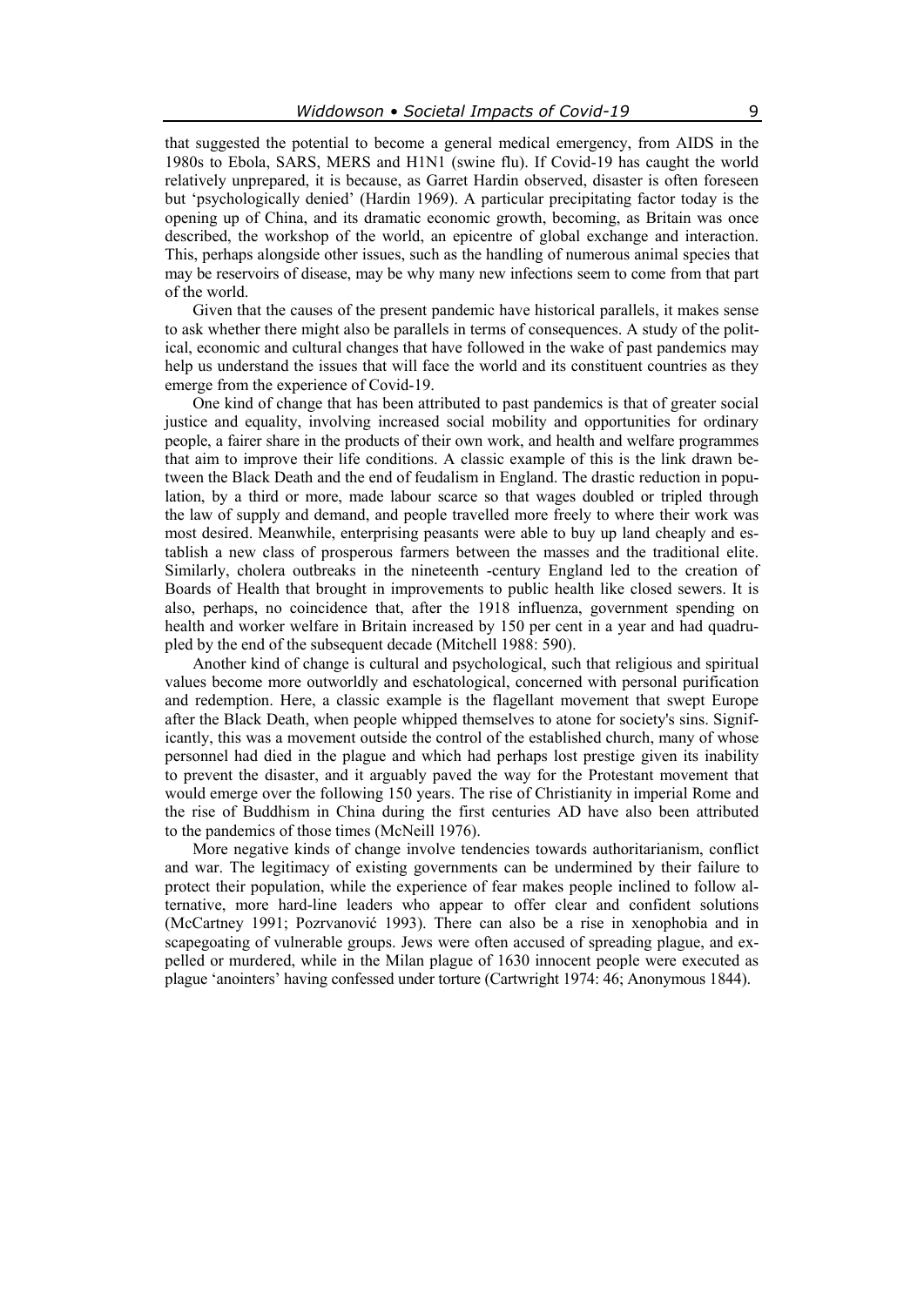that suggested the potential to become a general medical emergency, from AIDS in the 1980s to Ebola, SARS, MERS and H1N1 (swine flu). If Covid-19 has caught the world relatively unprepared, it is because, as Garret Hardin observed, disaster is often foreseen but 'psychologically denied' (Hardin 1969). A particular precipitating factor today is the opening up of China, and its dramatic economic growth, becoming, as Britain was once described, the workshop of the world, an epicentre of global exchange and interaction. This, perhaps alongside other issues, such as the handling of numerous animal species that may be reservoirs of disease, may be why many new infections seem to come from that part of the world.

Given that the causes of the present pandemic have historical parallels, it makes sense to ask whether there might also be parallels in terms of consequences. A study of the political, economic and cultural changes that have followed in the wake of past pandemics may help us understand the issues that will face the world and its constituent countries as they emerge from the experience of Covid-19.

One kind of change that has been attributed to past pandemics is that of greater social justice and equality, involving increased social mobility and opportunities for ordinary people, a fairer share in the products of their own work, and health and welfare programmes that aim to improve their life conditions. A classic example of this is the link drawn between the Black Death and the end of feudalism in England. The drastic reduction in population, by a third or more, made labour scarce so that wages doubled or tripled through the law of supply and demand, and people travelled more freely to where their work was most desired. Meanwhile, enterprising peasants were able to buy up land cheaply and establish a new class of prosperous farmers between the masses and the traditional elite. Similarly, cholera outbreaks in the nineteenth -century England led to the creation of Boards of Health that brought in improvements to public health like closed sewers. It is also, perhaps, no coincidence that, after the 1918 influenza, government spending on health and worker welfare in Britain increased by 150 per cent in a year and had quadrupled by the end of the subsequent decade (Mitchell 1988: 590).

Another kind of change is cultural and psychological, such that religious and spiritual values become more outworldly and eschatological, concerned with personal purification and redemption. Here, a classic example is the flagellant movement that swept Europe after the Black Death, when people whipped themselves to atone for society's sins. Significantly, this was a movement outside the control of the established church, many of whose personnel had died in the plague and which had perhaps lost prestige given its inability to prevent the disaster, and it arguably paved the way for the Protestant movement that would emerge over the following 150 years. The rise of Christianity in imperial Rome and the rise of Buddhism in China during the first centuries AD have also been attributed to the pandemics of those times (McNeill 1976).

More negative kinds of change involve tendencies towards authoritarianism, conflict and war. The legitimacy of existing governments can be undermined by their failure to protect their population, while the experience of fear makes people inclined to follow alternative, more hard-line leaders who appear to offer clear and confident solutions (McCartney 1991; Pozrvanović 1993). There can also be a rise in xenophobia and in scapegoating of vulnerable groups. Jews were often accused of spreading plague, and expelled or murdered, while in the Milan plague of 1630 innocent people were executed as plague 'anointers' having confessed under torture (Cartwright 1974: 46; Anonymous 1844).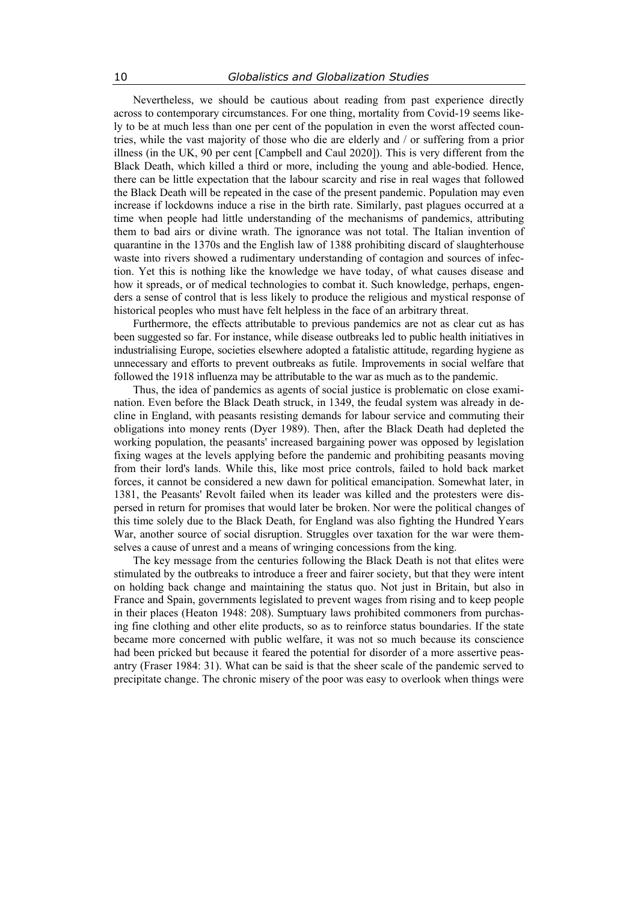Nevertheless, we should be cautious about reading from past experience directly across to contemporary circumstances. For one thing, mortality from Covid-19 seems likely to be at much less than one per cent of the population in even the worst affected countries, while the vast majority of those who die are elderly and / or suffering from a prior illness (in the UK, 90 per cent [Campbell and Caul 2020]). This is very different from the Black Death, which killed a third or more, including the young and able-bodied. Hence, there can be little expectation that the labour scarcity and rise in real wages that followed the Black Death will be repeated in the case of the present pandemic. Population may even increase if lockdowns induce a rise in the birth rate. Similarly, past plagues occurred at a time when people had little understanding of the mechanisms of pandemics, attributing them to bad airs or divine wrath. The ignorance was not total. The Italian invention of quarantine in the 1370s and the English law of 1388 prohibiting discard of slaughterhouse waste into rivers showed a rudimentary understanding of contagion and sources of infection. Yet this is nothing like the knowledge we have today, of what causes disease and how it spreads, or of medical technologies to combat it. Such knowledge, perhaps, engenders a sense of control that is less likely to produce the religious and mystical response of historical peoples who must have felt helpless in the face of an arbitrary threat.

Furthermore, the effects attributable to previous pandemics are not as clear cut as has been suggested so far. For instance, while disease outbreaks led to public health initiatives in industrialising Europe, societies elsewhere adopted a fatalistic attitude, regarding hygiene as unnecessary and efforts to prevent outbreaks as futile. Improvements in social welfare that followed the 1918 influenza may be attributable to the war as much as to the pandemic.

Thus, the idea of pandemics as agents of social justice is problematic on close examination. Even before the Black Death struck, in 1349, the feudal system was already in decline in England, with peasants resisting demands for labour service and commuting their obligations into money rents (Dyer 1989). Then, after the Black Death had depleted the working population, the peasants' increased bargaining power was opposed by legislation fixing wages at the levels applying before the pandemic and prohibiting peasants moving from their lord's lands. While this, like most price controls, failed to hold back market forces, it cannot be considered a new dawn for political emancipation. Somewhat later, in 1381, the Peasants' Revolt failed when its leader was killed and the protesters were dispersed in return for promises that would later be broken. Nor were the political changes of this time solely due to the Black Death, for England was also fighting the Hundred Years War, another source of social disruption. Struggles over taxation for the war were themselves a cause of unrest and a means of wringing concessions from the king.

The key message from the centuries following the Black Death is not that elites were stimulated by the outbreaks to introduce a freer and fairer society, but that they were intent on holding back change and maintaining the status quo. Not just in Britain, but also in France and Spain, governments legislated to prevent wages from rising and to keep people in their places (Heaton 1948: 208). Sumptuary laws prohibited commoners from purchasing fine clothing and other elite products, so as to reinforce status boundaries. If the state became more concerned with public welfare, it was not so much because its conscience had been pricked but because it feared the potential for disorder of a more assertive peasantry (Fraser 1984: 31). What can be said is that the sheer scale of the pandemic served to precipitate change. The chronic misery of the poor was easy to overlook when things were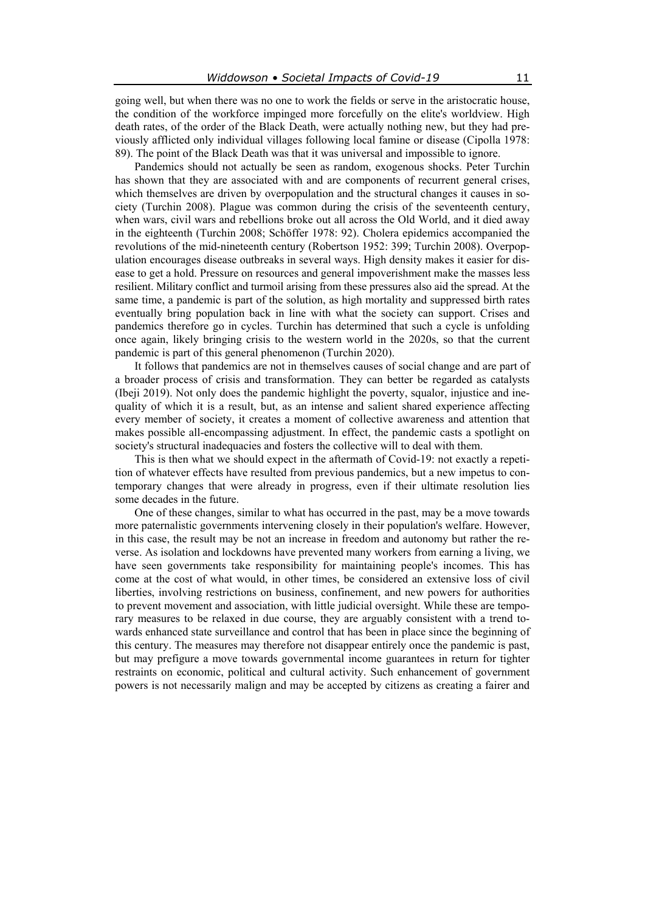going well, but when there was no one to work the fields or serve in the aristocratic house, the condition of the workforce impinged more forcefully on the elite's worldview. High death rates, of the order of the Black Death, were actually nothing new, but they had previously afflicted only individual villages following local famine or disease (Cipolla 1978: 89). The point of the Black Death was that it was universal and impossible to ignore.

Pandemics should not actually be seen as random, exogenous shocks. Peter Turchin has shown that they are associated with and are components of recurrent general crises, which themselves are driven by overpopulation and the structural changes it causes in society (Turchin 2008). Plague was common during the crisis of the seventeenth century, when wars, civil wars and rebellions broke out all across the Old World, and it died away in the eighteenth (Turchin 2008; Schöffer 1978: 92). Cholera epidemics accompanied the revolutions of the mid-nineteenth century (Robertson 1952: 399; Turchin 2008). Overpopulation encourages disease outbreaks in several ways. High density makes it easier for disease to get a hold. Pressure on resources and general impoverishment make the masses less resilient. Military conflict and turmoil arising from these pressures also aid the spread. At the same time, a pandemic is part of the solution, as high mortality and suppressed birth rates eventually bring population back in line with what the society can support. Crises and pandemics therefore go in cycles. Turchin has determined that such a cycle is unfolding once again, likely bringing crisis to the western world in the 2020s, so that the current pandemic is part of this general phenomenon (Turchin 2020).

It follows that pandemics are not in themselves causes of social change and are part of a broader process of crisis and transformation. They can better be regarded as catalysts (Ibeji 2019). Not only does the pandemic highlight the poverty, squalor, injustice and inequality of which it is a result, but, as an intense and salient shared experience affecting every member of society, it creates a moment of collective awareness and attention that makes possible all-encompassing adjustment. In effect, the pandemic casts a spotlight on society's structural inadequacies and fosters the collective will to deal with them.

This is then what we should expect in the aftermath of Covid-19: not exactly a repetition of whatever effects have resulted from previous pandemics, but a new impetus to contemporary changes that were already in progress, even if their ultimate resolution lies some decades in the future.

One of these changes, similar to what has occurred in the past, may be a move towards more paternalistic governments intervening closely in their population's welfare. However, in this case, the result may be not an increase in freedom and autonomy but rather the reverse. As isolation and lockdowns have prevented many workers from earning a living, we have seen governments take responsibility for maintaining people's incomes. This has come at the cost of what would, in other times, be considered an extensive loss of civil liberties, involving restrictions on business, confinement, and new powers for authorities to prevent movement and association, with little judicial oversight. While these are temporary measures to be relaxed in due course, they are arguably consistent with a trend towards enhanced state surveillance and control that has been in place since the beginning of this century. The measures may therefore not disappear entirely once the pandemic is past, but may prefigure a move towards governmental income guarantees in return for tighter restraints on economic, political and cultural activity. Such enhancement of government powers is not necessarily malign and may be accepted by citizens as creating a fairer and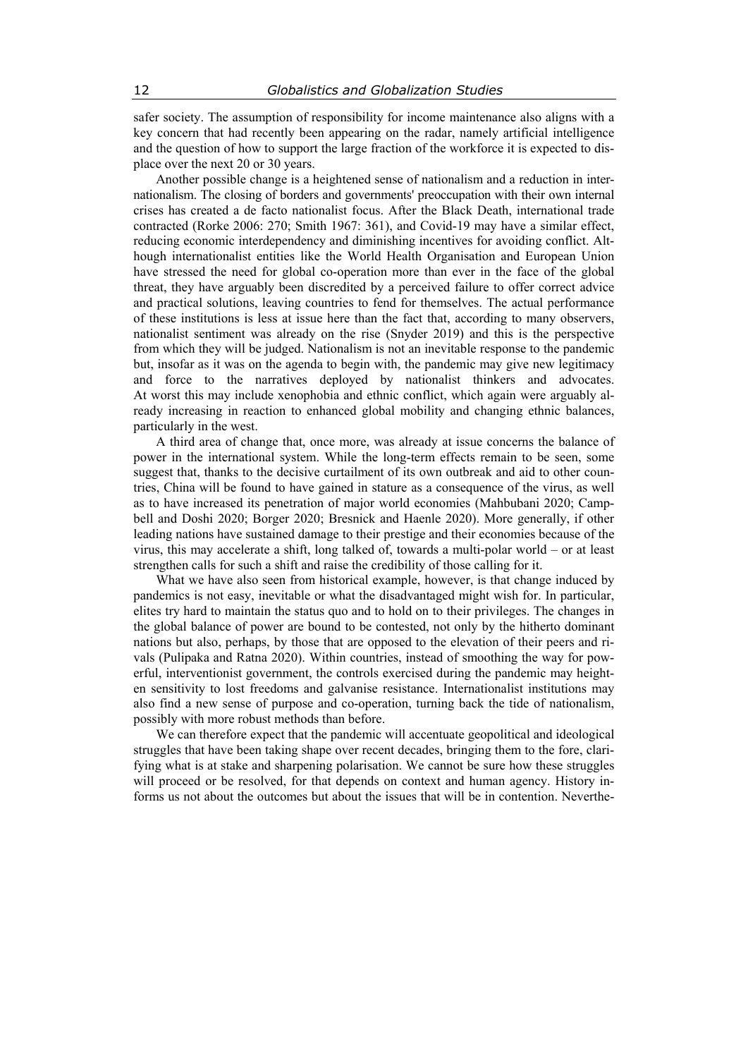safer society. The assumption of responsibility for income maintenance also aligns with a key concern that had recently been appearing on the radar, namely artificial intelligence and the question of how to support the large fraction of the workforce it is expected to displace over the next 20 or 30 years.

Another possible change is a heightened sense of nationalism and a reduction in internationalism. The closing of borders and governments' preoccupation with their own internal crises has created a de facto nationalist focus. After the Black Death, international trade contracted (Rorke 2006: 270; Smith 1967: 361), and Covid-19 may have a similar effect, reducing economic interdependency and diminishing incentives for avoiding conflict. Although internationalist entities like the World Health Organisation and European Union have stressed the need for global co-operation more than ever in the face of the global threat, they have arguably been discredited by a perceived failure to offer correct advice and practical solutions, leaving countries to fend for themselves. The actual performance of these institutions is less at issue here than the fact that, according to many observers, nationalist sentiment was already on the rise (Snyder 2019) and this is the perspective from which they will be judged. Nationalism is not an inevitable response to the pandemic but, insofar as it was on the agenda to begin with, the pandemic may give new legitimacy and force to the narratives deployed by nationalist thinkers and advocates. At worst this may include xenophobia and ethnic conflict, which again were arguably already increasing in reaction to enhanced global mobility and changing ethnic balances, particularly in the west.

A third area of change that, once more, was already at issue concerns the balance of power in the international system. While the long-term effects remain to be seen, some suggest that, thanks to the decisive curtailment of its own outbreak and aid to other countries, China will be found to have gained in stature as a consequence of the virus, as well as to have increased its penetration of major world economies (Mahbubani 2020; Campbell and Doshi 2020; Borger 2020; Bresnick and Haenle 2020). More generally, if other leading nations have sustained damage to their prestige and their economies because of the virus, this may accelerate a shift, long talked of, towards a multi-polar world – or at least strengthen calls for such a shift and raise the credibility of those calling for it.

What we have also seen from historical example, however, is that change induced by pandemics is not easy, inevitable or what the disadvantaged might wish for. In particular, elites try hard to maintain the status quo and to hold on to their privileges. The changes in the global balance of power are bound to be contested, not only by the hitherto dominant nations but also, perhaps, by those that are opposed to the elevation of their peers and rivals (Pulipaka and Ratna 2020). Within countries, instead of smoothing the way for powerful, interventionist government, the controls exercised during the pandemic may heighten sensitivity to lost freedoms and galvanise resistance. Internationalist institutions may also find a new sense of purpose and co-operation, turning back the tide of nationalism, possibly with more robust methods than before.

We can therefore expect that the pandemic will accentuate geopolitical and ideological struggles that have been taking shape over recent decades, bringing them to the fore, clarifying what is at stake and sharpening polarisation. We cannot be sure how these struggles will proceed or be resolved, for that depends on context and human agency. History informs us not about the outcomes but about the issues that will be in contention. Neverthe-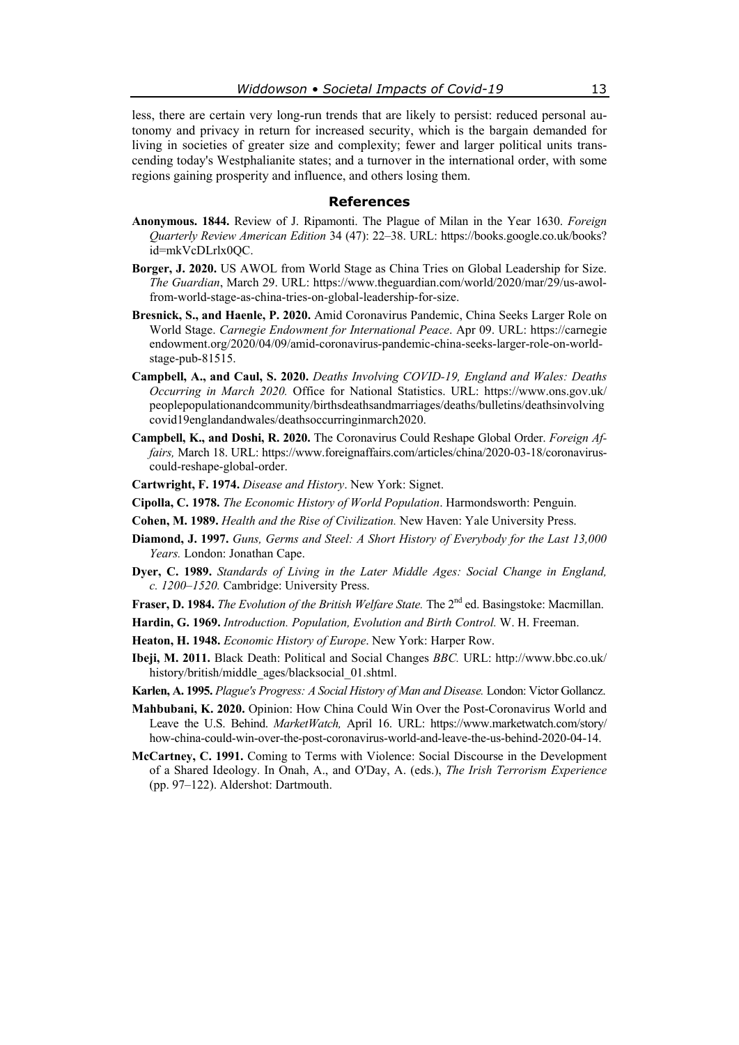less, there are certain very long-run trends that are likely to persist: reduced personal autonomy and privacy in return for increased security, which is the bargain demanded for living in societies of greater size and complexity; fewer and larger political units transcending today's Westphalianite states; and a turnover in the international order, with some regions gaining prosperity and influence, and others losing them.

## References

**Anonymous. 1844.** Review of J. Ripamonti. The Plague of Milan in the Year 1630. *Foreign Quarterly Review American Edition* 34 (47): 22–38. URL: https://books.google.co.uk/books?id=mkVcDLrlx0QC.

**Borger, J. 2020.** US AWOL from World Stage as China Tries on Global Leadership for Size. *The Guardian*, March 29. URL: https://www.theguardian.com/world/2020/mar/29/us-awol-from-world-stage-as-china-tries-on-global-leadership-for-size.

**Bresnick, S., and Haenle, P. 2020.** Amid Coronavirus Pandemic, China Seeks Larger Role on World Stage. *Carnegie Endowment for International Peace*. Apr 09. URL: https://carnegieendowment.org/2020/04/09/amid-coronavirus-pandemic-china-seeks-larger-role-on-world-stage-pub-81515.

**Campbell, A., and Caul, S. 2020.** *Deaths Involving COVID-19, England and Wales: Deaths Occurring in March 2020.* Office for National Statistics. URL: https://www.ons.gov.uk/peoplepopulationandcommunity/birthsdeathsandmarriages/deaths/bulletins/deathsinvolvingcovid19englandandwales/deathsoccurringinmarch2020.

**Campbell, K., and Doshi, R. 2020.** The Coronavirus Could Reshape Global Order. *Foreign Affairs,* March 18. URL: https://www.foreignaffairs.com/articles/china/2020-03-18/coronavirus-could-reshape-global-order.

**Cartwright, F. 1974.** *Disease and History*. New York: Signet.

**Cipolla, C. 1978.** *The Economic History of World Population*. Harmondsworth: Penguin.

**Cohen, M. 1989.** *Health and the Rise of Civilization.* New Haven: Yale University Press.

**Diamond, J. 1997.** *Guns, Germs and Steel: A Short History of Everybody for the Last 13,000 Years.* London: Jonathan Cape.

**Dyer, C. 1989.** *Standards of Living in the Later Middle Ages: Social Change in England, c. 1200–1520.* Cambridge: University Press.

**Fraser, D. 1984.** *The Evolution of the British Welfare State.* The 2nd ed. Basingstoke: Macmillan.

**Hardin, G. 1969.** *Introduction. Population, Evolution and Birth Control.* W. H. Freeman.

**Heaton, H. 1948.** *Economic History of Europe*. New York: Harper Row.

**Ibeji, M. 2011.** Black Death: Political and Social Changes *BBC.* URL: http://www.bbc.co.uk/history/british/middle_ages/blacksocial_01.shtml.

**Karlen, A. 1995.** *Plague's Progress: A Social History of Man and Disease.* London: Victor Gollancz.

**Mahbubani, K. 2020.** Opinion: How China Could Win Over the Post-Coronavirus World and Leave the U.S. Behind. *MarketWatch,* April 16. URL: https://www.marketwatch.com/story/how-china-could-win-over-the-post-coronavirus-world-and-leave-the-us-behind-2020-04-14.

**McCartney, C. 1991.** Coming to Terms with Violence: Social Discourse in the Development of a Shared Ideology. In Onah, A., and O'Day, A. (eds.), *The Irish Terrorism Experience* (pp. 97–122). Aldershot: Dartmouth.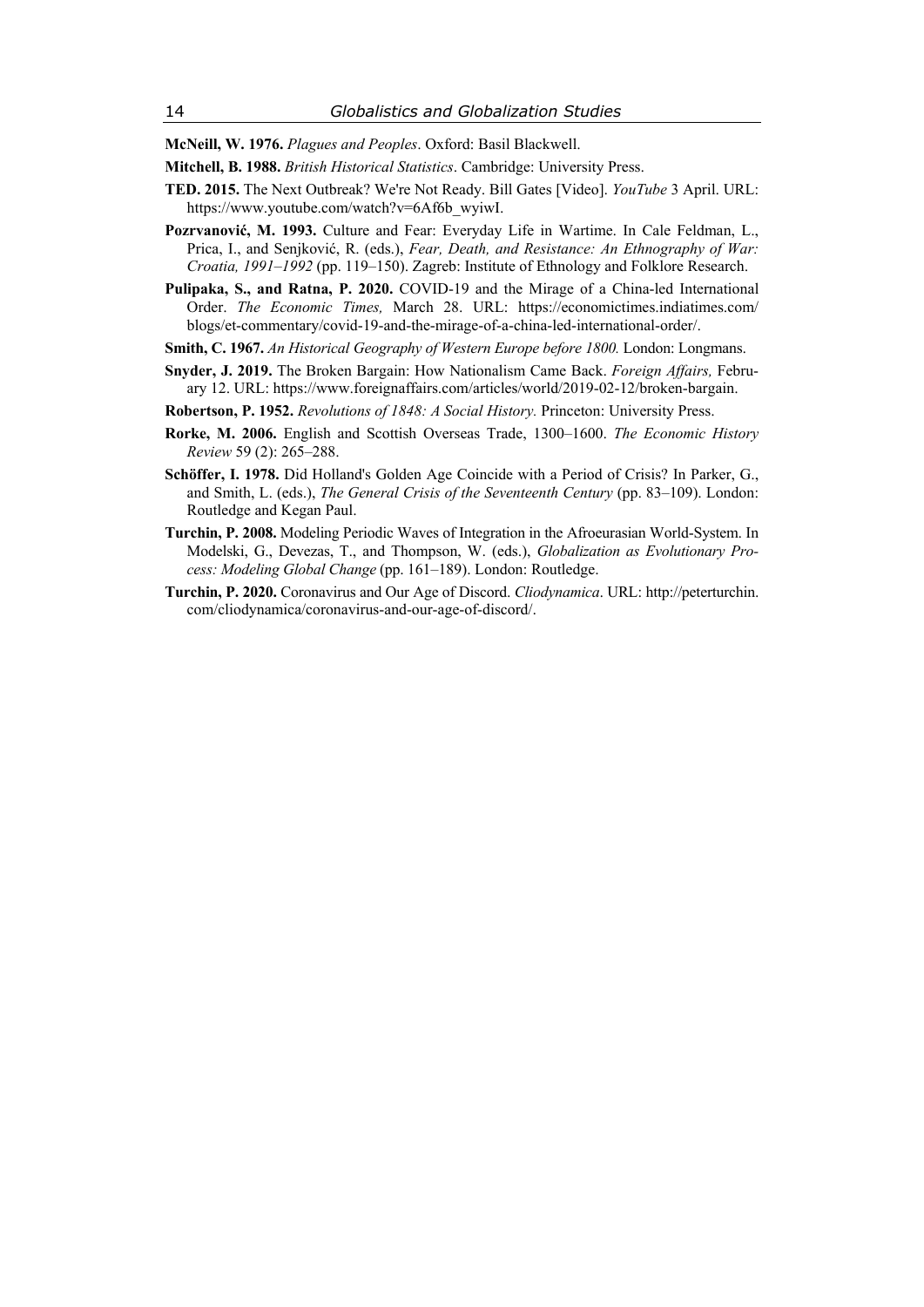**McNeill, W. 1976.** *Plagues and Peoples*. Oxford: Basil Blackwell.

**Mitchell, B. 1988.** *British Historical Statistics*. Cambridge: University Press.

**TED. 2015.** The Next Outbreak? We're Not Ready. Bill Gates [Video]. *YouTube* 3 April. URL: https://www.youtube.com/watch?v=6Af6b_wyiwI.

**Pozrvanović, M. 1993.** Culture and Fear: Everyday Life in Wartime. In Cale Feldman, L., Prica, I., and Senjković, R. (eds.), *Fear, Death, and Resistance: An Ethnography of War: Croatia, 1991–1992* (pp. 119–150). Zagreb: Institute of Ethnology and Folklore Research.

**Pulipaka, S., and Ratna, P. 2020.** COVID-19 and the Mirage of a China-led International Order. *The Economic Times,* March 28. URL: https://economictimes.indiatimes.com/blogs/et-commentary/covid-19-and-the-mirage-of-a-china-led-international-order/.

**Smith, C. 1967.** *An Historical Geography of Western Europe before 1800.* London: Longmans.

**Snyder, J. 2019.** The Broken Bargain: How Nationalism Came Back. *Foreign Affairs,* February 12. URL: https://www.foreignaffairs.com/articles/world/2019-02-12/broken-bargain.

**Robertson, P. 1952.** *Revolutions of 1848: A Social History.* Princeton: University Press.

**Rorke, M. 2006.** English and Scottish Overseas Trade, 1300–1600. *The Economic History Review* 59 (2): 265–288.

**Schöffer, I. 1978.** Did Holland's Golden Age Coincide with a Period of Crisis? In Parker, G., and Smith, L. (eds.), *The General Crisis of the Seventeenth Century* (pp. 83–109). London: Routledge and Kegan Paul.

**Turchin, P. 2008.** Modeling Periodic Waves of Integration in the Afroeurasian World-System. In Modelski, G., Devezas, T., and Thompson, W. (eds.), *Globalization as Evolutionary Process: Modeling Global Change* (pp. 161–189). London: Routledge.

**Turchin, P. 2020.** Coronavirus and Our Age of Discord. *Cliodynamica*. URL: http://peterturchin.com/cliodynamica/coronavirus-and-our-age-of-discord/.